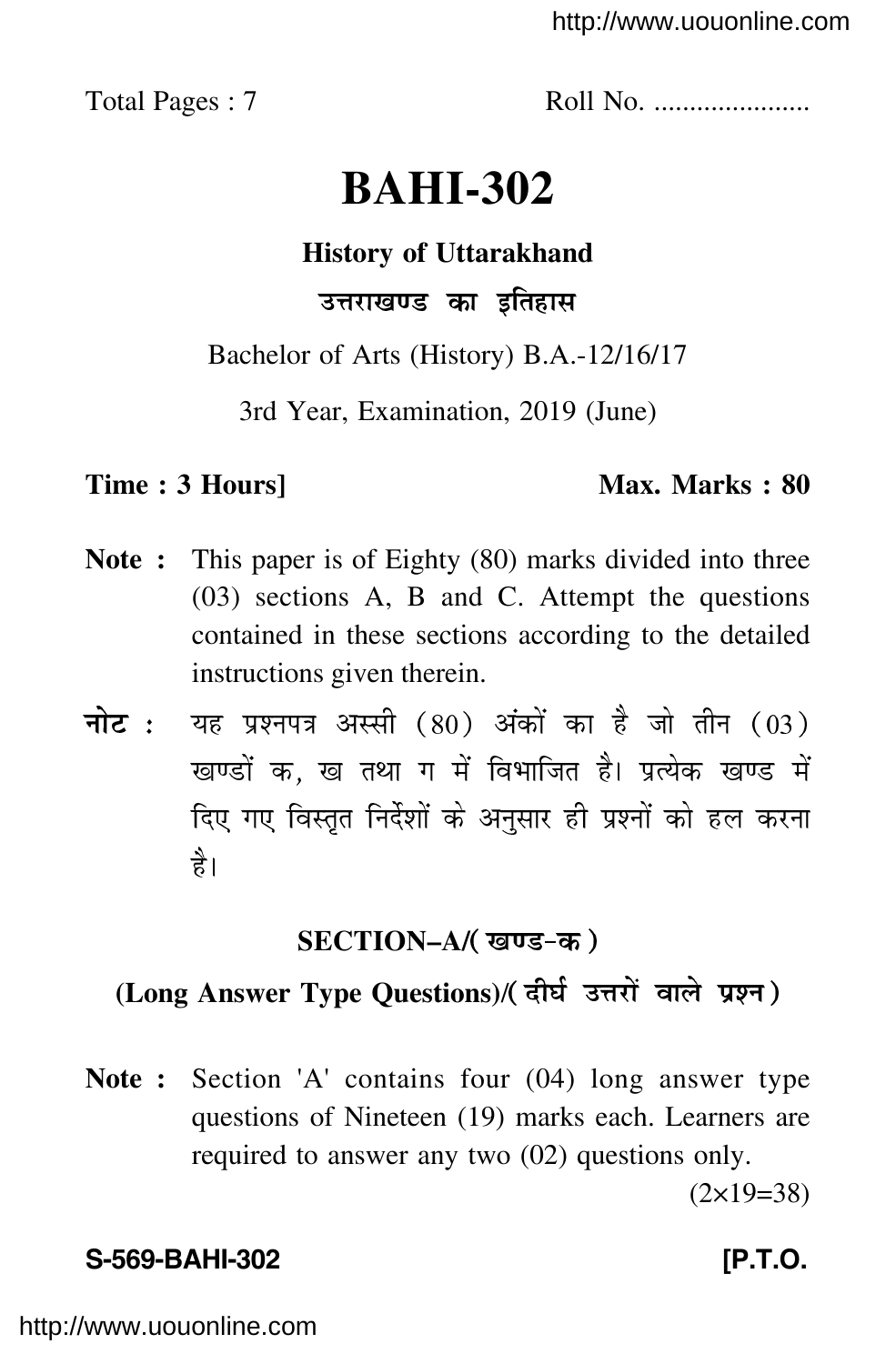Total Pages : 7 Roll No. ....................

# BAHI-302

## History of Uttarakhand

## उत्तराखण्ड का इतिहास

Bachelor of Arts (History) B.A.-12/16/17

3rd Year, Examination, 2019 (June)

**Time : 3 Hours]** **Max. Marks : 80**

**Note :** This paper is of Eighty (80) marks divided into three (03) sections A, B and C. Attempt the questions contained in these sections according to the detailed instructions given therein.

**नोट :** यह प्रश्नपत्र अस्सी (80) अंकों का है जो तीन (03) खण्डों क, ख तथा ग में विभाजित है। प्रत्येक खण्ड में दिए गए विस्तृत निर्देशों के अनुसार ही प्रश्नों को हल करना है।

### SECTION–A/( खण्ड-क )

### (Long Answer Type Questions)/( दीर्घ उत्तरों वाले प्रश्न )

**Note :** Section 'A' contains four (04) long answer type questions of Nineteen (19) marks each. Learners are required to answer any two (02) questions only.

(2×19=38)

**S-569-BAHI-302** **[P.T.O.**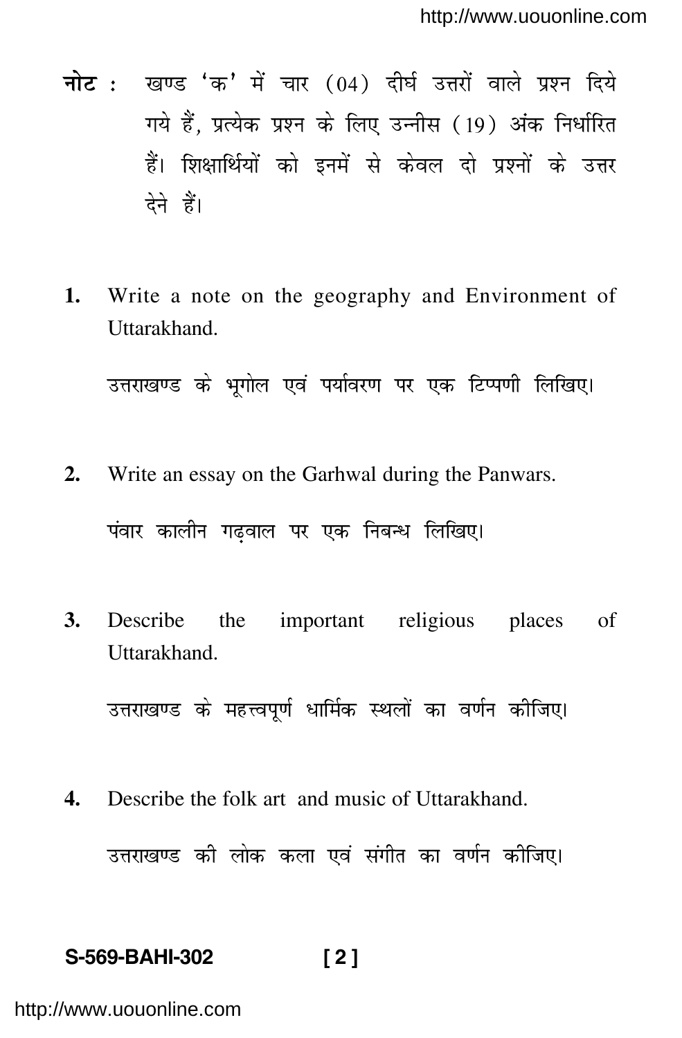**नोट :** खण्ड 'क' में चार (04) दीर्घ उत्तरों वाले प्रश्न दिये गये हैं, प्रत्येक प्रश्न के लिए उन्नीस (19) अंक निर्धारित हैं। शिक्षार्थियों को इनमें से केवल दो प्रश्नों के उत्तर देने हैं।

**1.** Write a note on the geography and Environment of Uttarakhand.

उत्तराखण्ड के भूगोल एवं पर्यावरण पर एक टिप्पणी लिखिए।

**2.** Write an essay on the Garhwal during the Panwars.

पंवार कालीन गढ़वाल पर एक निबन्ध लिखिए।

**3.** Describe the important religious places of Uttarakhand.

उत्तराखण्ड के महत्त्वपूर्ण धार्मिक स्थलों का वर्णन कीजिए।

**4.** Describe the folk art and music of Uttarakhand.

उत्तराखण्ड की लोक कला एवं संगीत का वर्णन कीजिए।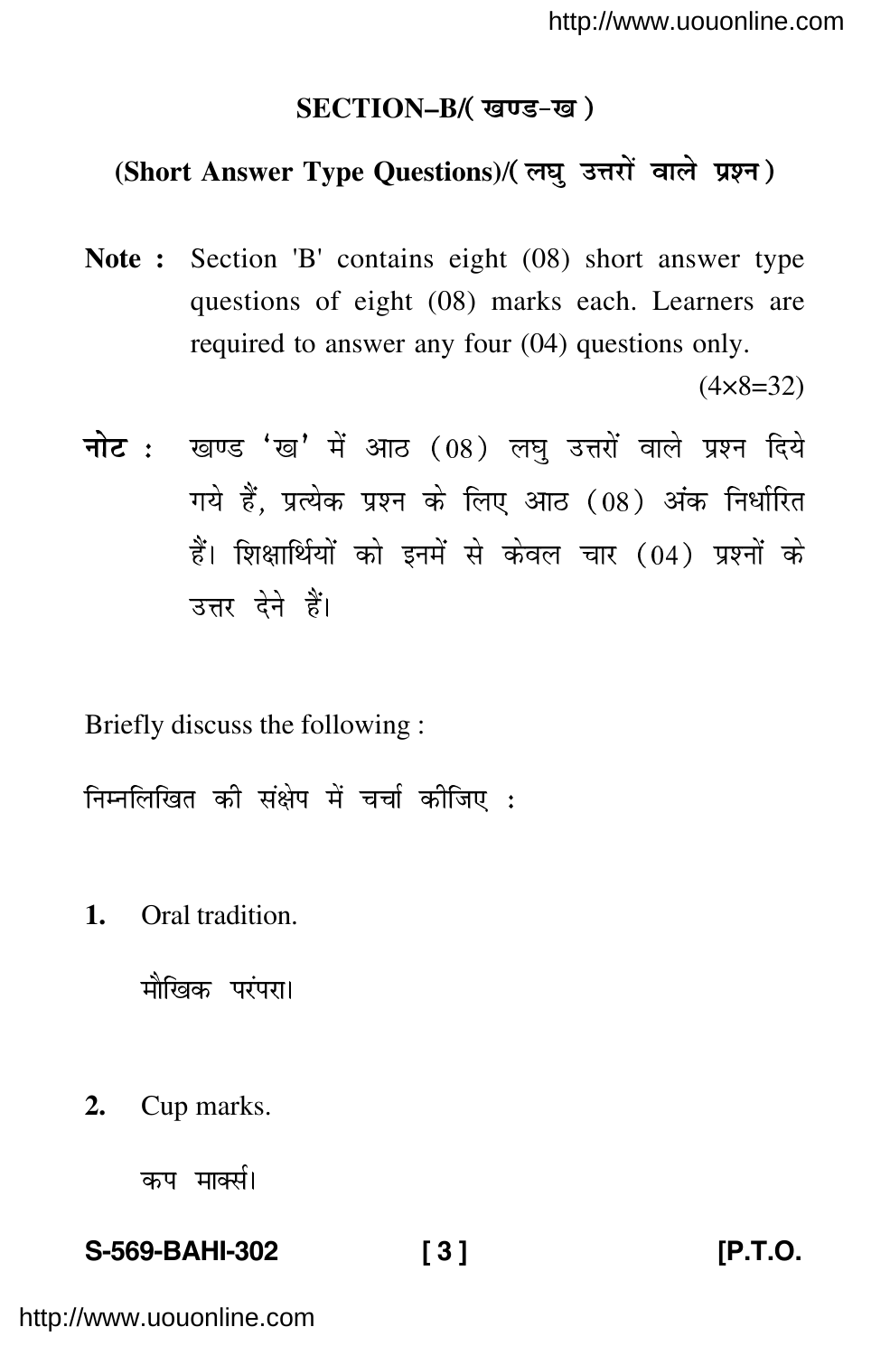## SECTION–B/( खण्ड-ख )

### (Short Answer Type Questions)/( लघु उत्तरों वाले प्रश्न )

**Note :** Section 'B' contains eight (08) short answer type questions of eight (08) marks each. Learners are required to answer any four (04) questions only.

(4×8=32)

**नोट :** खण्ड 'ख' में आठ (08) लघु उत्तरों वाले प्रश्न दिये गये हैं, प्रत्येक प्रश्न के लिए आठ (08) अंक निर्धारित हैं। शिक्षार्थियों को इनमें से केवल चार (04) प्रश्नों के उत्तर देने हैं।

Briefly discuss the following :

निम्नलिखित की संक्षेप में चर्चा कीजिए :

**1.** Oral tradition.

मौखिक परंपरा।

**2.** Cup marks.

कप मार्क्स।

S-569-BAHI-302 [P.T.O.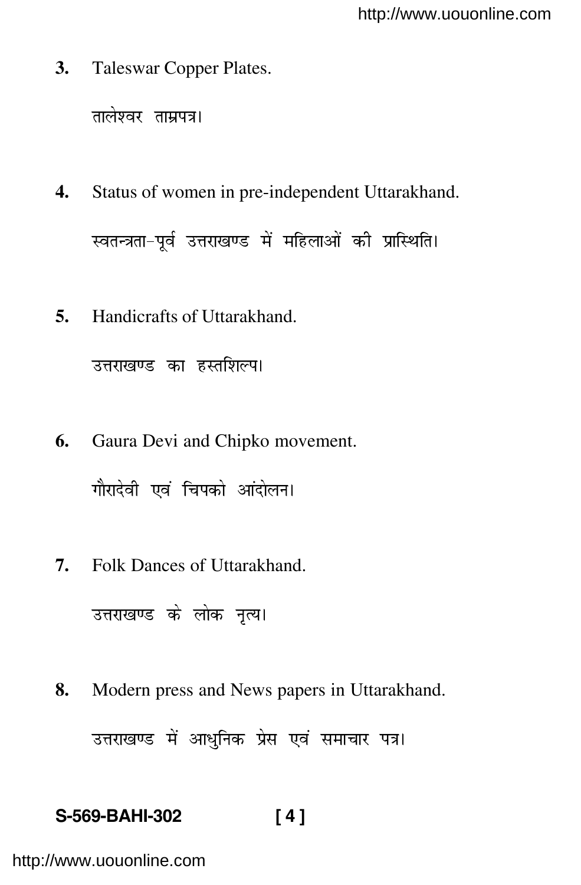3. Taleswar Copper Plates.

   तालेश्वर ताम्रपत्र।

4. Status of women in pre-independent Uttarakhand.

   स्वतन्त्रता-पूर्व उत्तराखण्ड में महिलाओं की प्रास्थिति।

5. Handicrafts of Uttarakhand.

   उत्तराखण्ड का हस्तशिल्प।

6. Gaura Devi and Chipko movement.

   गौरादेवी एवं चिपको आंदोलन।

7. Folk Dances of Uttarakhand.

   उत्तराखण्ड के लोक नृत्य।

8. Modern press and News papers in Uttarakhand.

   उत्तराखण्ड में आधुनिक प्रेस एवं समाचार पत्र।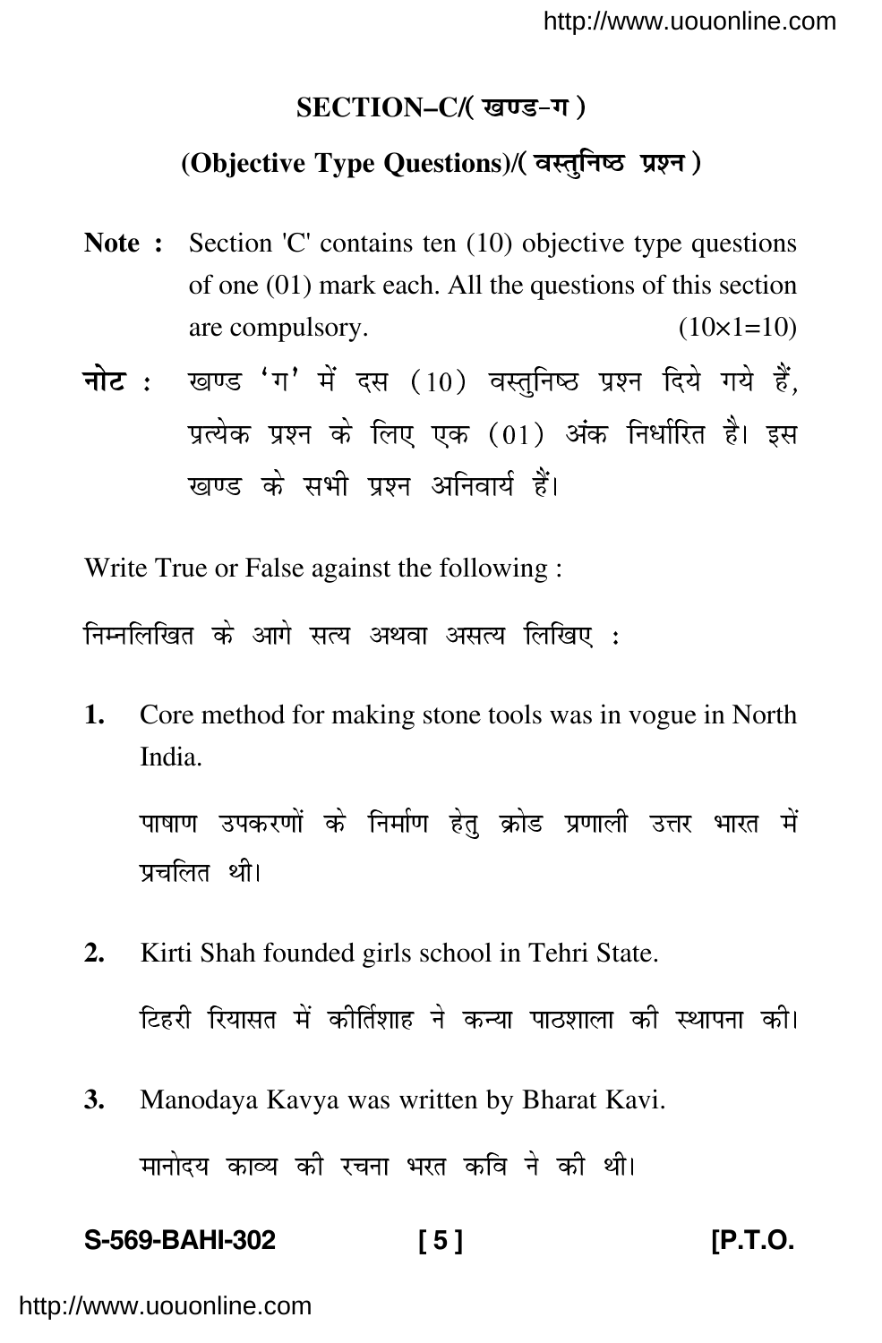## SECTION–C/( खण्ड-ग )

### (Objective Type Questions)/( वस्तुनिष्ठ प्रश्न )

**Note :** Section 'C' contains ten (10) objective type questions of one (01) mark each. All the questions of this section are compulsory. (10×1=10)

**नोट :** खण्ड 'ग' में दस (10) वस्तुनिष्ठ प्रश्न दिये गये हैं, प्रत्येक प्रश्न के लिए एक (01) अंक निर्धारित है। इस खण्ड के सभी प्रश्न अनिवार्य हैं।

Write True or False against the following :

निम्नलिखित के आगे सत्य अथवा असत्य लिखिए :

**1.** Core method for making stone tools was in vogue in North India.

पाषाण उपकरणों के निर्माण हेतु क्रोड प्रणाली उत्तर भारत में प्रचलित थी।

**2.** Kirti Shah founded girls school in Tehri State.

टिहरी रियासत में कीर्तिशाह ने कन्या पाठशाला की स्थापना की।

**3.** Manodaya Kavya was written by Bharat Kavi.

मानोदय काव्य की रचना भरत कवि ने की थी।

S-569-BAHI-302 [P.T.O.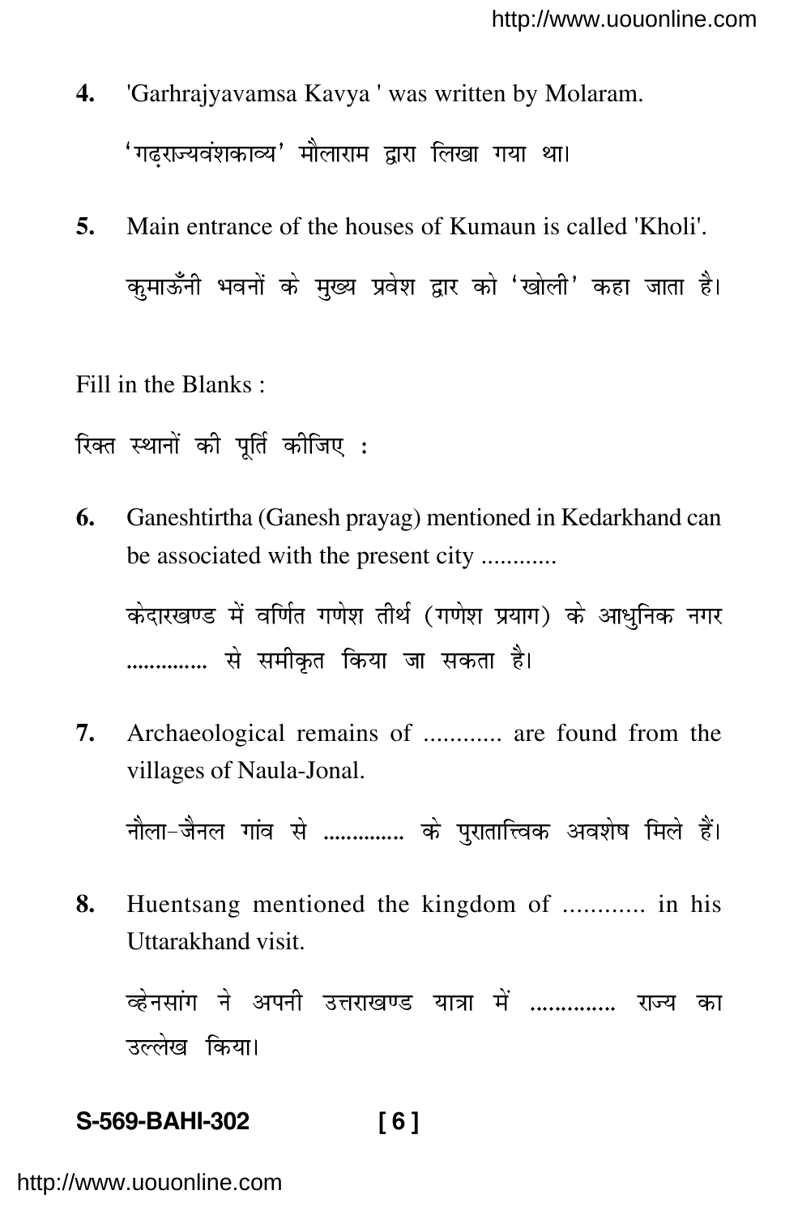4. 'Garhrajyavamsa Kavya ' was written by Molaram.

   'गढ़राज्यवंशकाव्य' मौलाराम द्वारा लिखा गया था।

5. Main entrance of the houses of Kumaun is called 'Kholi'.

   कुमाऊँनी भवनों के मुख्य प्रवेश द्वार को 'खोली' कहा जाता है।

Fill in the Blanks :

रिक्त स्थानों की पूर्ति कीजिए :

6. Ganeshtirtha (Ganesh prayag) mentioned in Kedarkhand can be associated with the present city ............

   केदारखण्ड में वर्णित गणेश तीर्थ (गणेश प्रयाग) के आधुनिक नगर .............. से समीकृत किया जा सकता है।

7. Archaeological remains of ............ are found from the villages of Naula-Jonal.

   नौला-जैनल गांव से .............. के पुरातात्त्विक अवशेष मिले हैं।

8. Huentsang mentioned the kingdom of ............ in his Uttarakhand visit.

   व्हेनसांग ने अपनी उत्तराखण्ड यात्रा में .............. राज्य का उल्लेख किया।

S-569-BAHI-302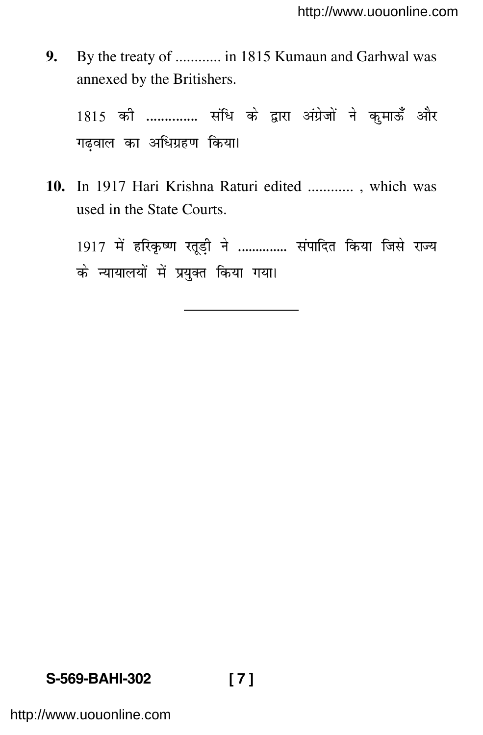**9.** By the treaty of ............ in 1815 Kumaun and Garhwal was annexed by the Britishers.

1815 की ............. संधि के द्वारा अंग्रेजों ने कुमाऊँ और गढ़वाल का अधिग्रहण किया।

**10.** In 1917 Hari Krishna Raturi edited ............ , which was used in the State Courts.

1917 में हरिकृष्ण रतूड़ी ने ............. संपादित किया जिसे राज्य के न्यायालयों में प्रयुक्त किया गया।

---